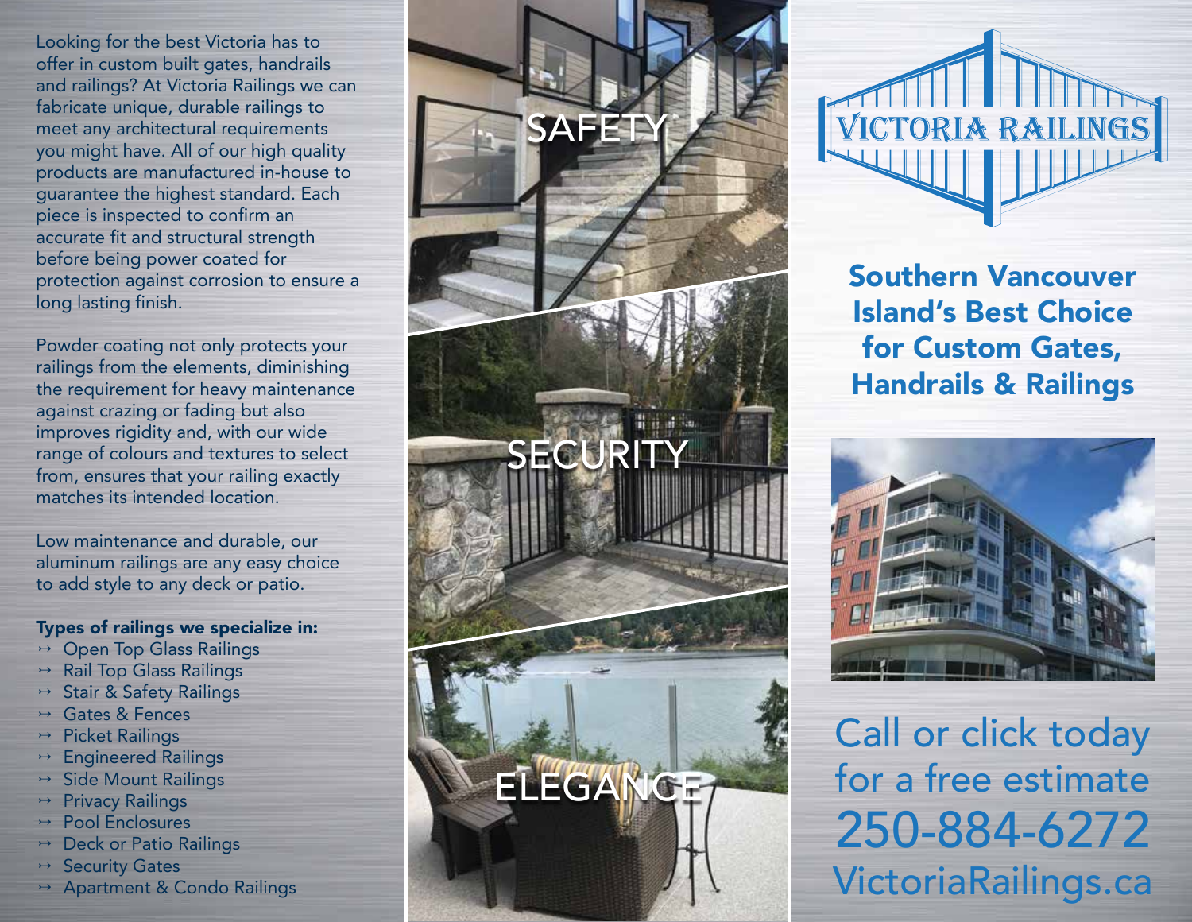Looking for the best Victoria has to offer in custom built gates, handrails and railings? At Victoria Railings we can fabricate unique, durable railings to meet any architectural requirements you might have. All of our high quality products are manufactured in-house to guarantee the highest standard. Each piece is inspected to confirm an accurate fit and structural strength before being power coated for protection against corrosion to ensure a long lasting finish.

Powder coating not only protects your railings from the elements, diminishing the requirement for heavy maintenance against crazing or fading but also improves rigidity and, with our wide range of colours and textures to select from, ensures that your railing exactly matches its intended location.

Low maintenance and durable, our aluminum railings are any easy choice to add style to any deck or patio.

**Types of railings we specialize in:**

- Open Top Glass Railings
- Rail Top Glass Railings
- Stair & Safety Railings
- Gates & Fences
- Picket Railings
- Engineered Railings
- Side Mount Railings
- Privacy Railings
- Pool Enclosures
- Deck or Patio Railings
- Security Gates
- Apartment & Condo Railings

SAFETY

SECURITY

ELEGANCE

# VICTORIA RAILINGS

## Southern Vancouver Island's Best Choice for Custom Gates, Handrails & Railings

Call or click today for a free estimate

250-884-6272

VictoriaRailings.ca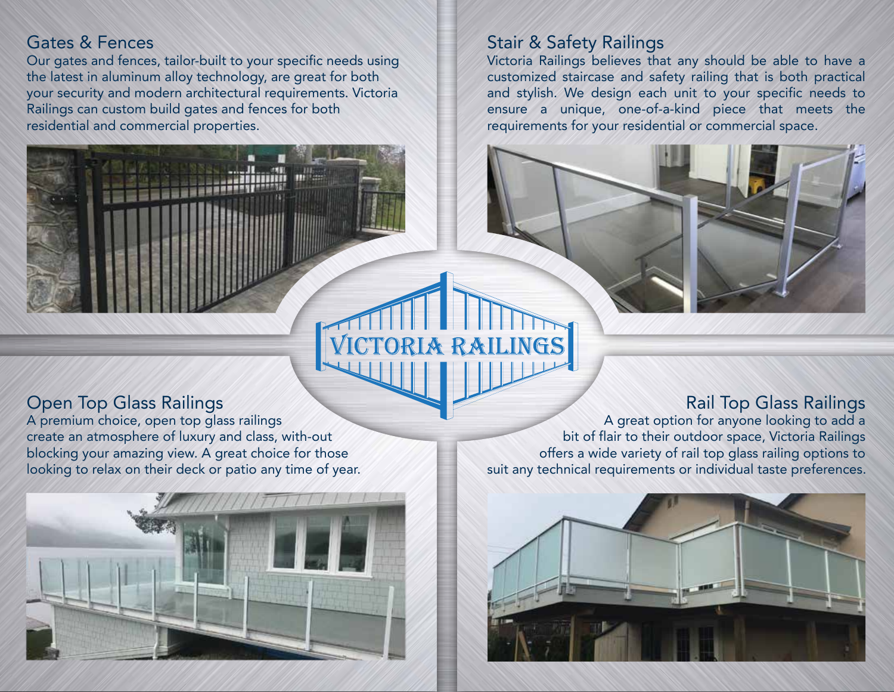## Gates & Fences

Our gates and fences, tailor-built to your specific needs using the latest in aluminum alloy technology, are great for both your security and modern architectural requirements. Victoria Railings can custom build gates and fences for both residential and commercial properties.

## Stair & Safety Railings

Victoria Railings believes that any should be able to have a customized staircase and safety railing that is both practical and stylish. We design each unit to your specific needs to ensure a unique, one-of-a-kind piece that meets the requirements for your residential or commercial space.

VICTORIA RAILINGS

## Open Top Glass Railings

A premium choice, open top glass railings create an atmosphere of luxury and class, with-out blocking your amazing view. A great choice for those looking to relax on their deck or patio any time of year.

## Rail Top Glass Railings

A great option for anyone looking to add a bit of flair to their outdoor space, Victoria Railings offers a wide variety of rail top glass railing options to suit any technical requirements or individual taste preferences.